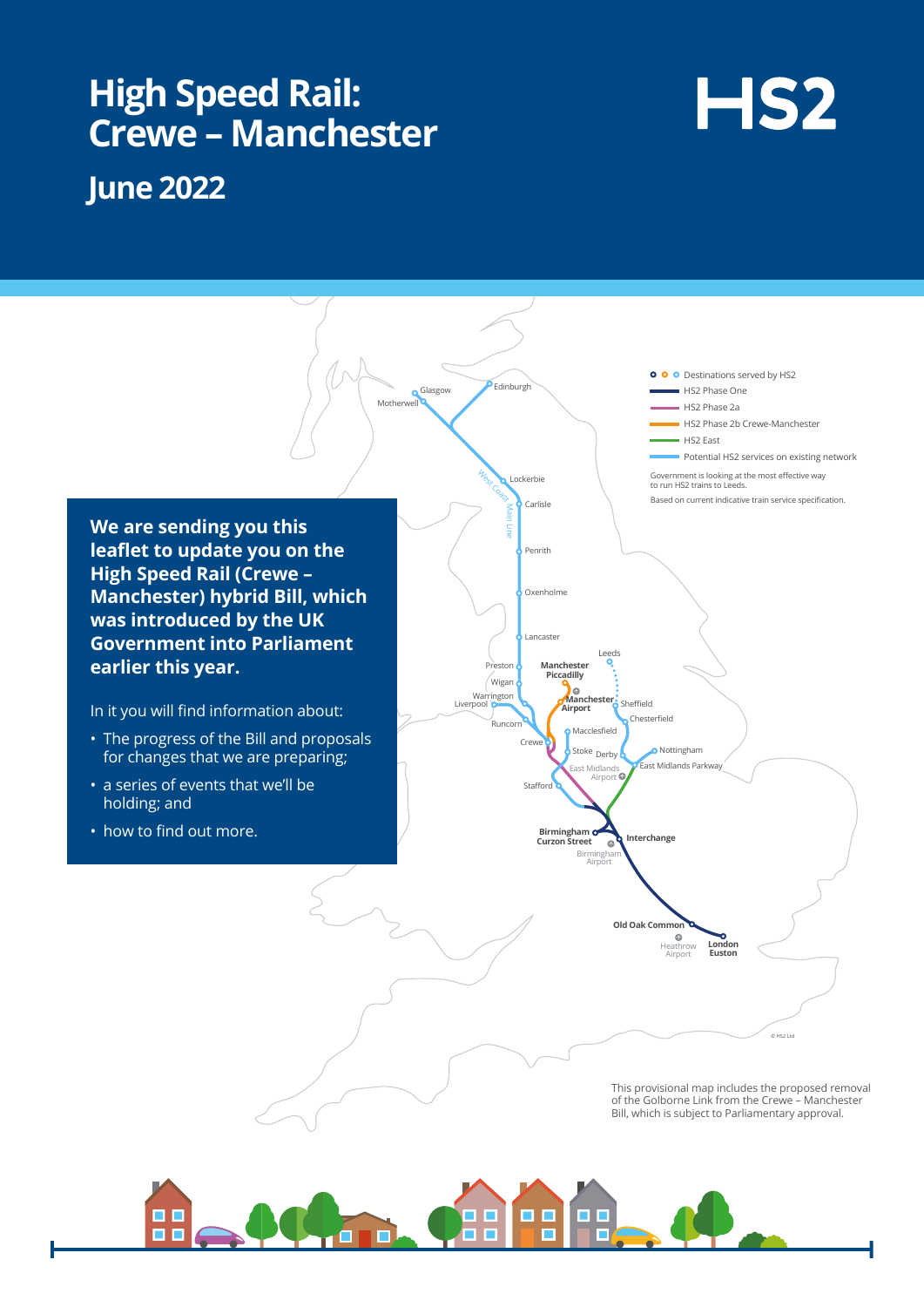# High Speed Rail: Crewe – Manchester

## June 2022

HS2

**We are sending you this leaflet to update you on the High Speed Rail (Crewe – Manchester) hybrid Bill, which was introduced by the UK Government into Parliament earlier this year.**

In it you will find information about:

- The progress of the Bill and proposals for changes that we are preparing;
- a series of events that we'll be holding; and
- how to find out more.

Destinations served by HS2
HS2 Phase One
HS2 Phase 2a
HS2 Phase 2b Crewe-Manchester
HS2 East
Potential HS2 services on existing network

Government is looking at the most effective way to run HS2 trains to Leeds.

Based on current indicative train service specification.

Glasgow, Motherwell, Edinburgh, Lockerbie, Carlisle, Penrith, Oxenholme, Lancaster, Preston, Wigan, Warrington, Liverpool, Runcorn, Manchester Piccadilly, Manchester Airport, Leeds, Sheffield, Chesterfield, Macclesfield, Crewe, Stoke, Derby, Nottingham, East Midlands Parkway, East Midlands Airport, Stafford, Birmingham Curzon Street, Interchange, Birmingham Airport, Old Oak Common, Heathrow Airport, London Euston, West Coast Main Line

© HS2 Ltd

This provisional map includes the proposed removal of the Golborne Link from the Crewe – Manchester Bill, which is subject to Parliamentary approval.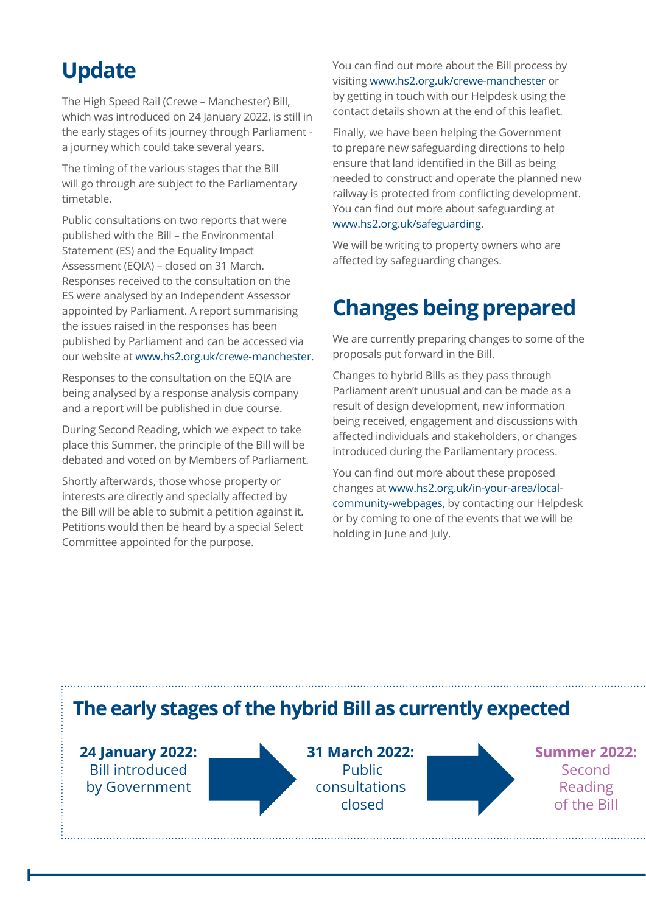## Update

The High Speed Rail (Crewe – Manchester) Bill, which was introduced on 24 January 2022, is still in the early stages of its journey through Parliament - a journey which could take several years.

The timing of the various stages that the Bill will go through are subject to the Parliamentary timetable.

Public consultations on two reports that were published with the Bill – the Environmental Statement (ES) and the Equality Impact Assessment (EQIA) – closed on 31 March. Responses received to the consultation on the ES were analysed by an Independent Assessor appointed by Parliament. A report summarising the issues raised in the responses has been published by Parliament and can be accessed via our website at www.hs2.org.uk/crewe-manchester.

Responses to the consultation on the EQIA are being analysed by a response analysis company and a report will be published in due course.

During Second Reading, which we expect to take place this Summer, the principle of the Bill will be debated and voted on by Members of Parliament.

Shortly afterwards, those whose property or interests are directly and specially affected by the Bill will be able to submit a petition against it. Petitions would then be heard by a special Select Committee appointed for the purpose.

You can find out more about the Bill process by visiting www.hs2.org.uk/crewe-manchester or by getting in touch with our Helpdesk using the contact details shown at the end of this leaflet.

Finally, we have been helping the Government to prepare new safeguarding directions to help ensure that land identified in the Bill as being needed to construct and operate the planned new railway is protected from conflicting development. You can find out more about safeguarding at www.hs2.org.uk/safeguarding.

We will be writing to property owners who are affected by safeguarding changes.

## Changes being prepared

We are currently preparing changes to some of the proposals put forward in the Bill.

Changes to hybrid Bills as they pass through Parliament aren't unusual and can be made as a result of design development, new information being received, engagement and discussions with affected individuals and stakeholders, or changes introduced during the Parliamentary process.

You can find out more about these proposed changes at www.hs2.org.uk/in-your-area/local-community-webpages, by contacting our Helpdesk or by coming to one of the events that we will be holding in June and July.

### The early stages of the hybrid Bill as currently expected

**24 January 2022:** Bill introduced by Government → **31 March 2022:** Public consultations closed → **Summer 2022:** Second Reading of the Bill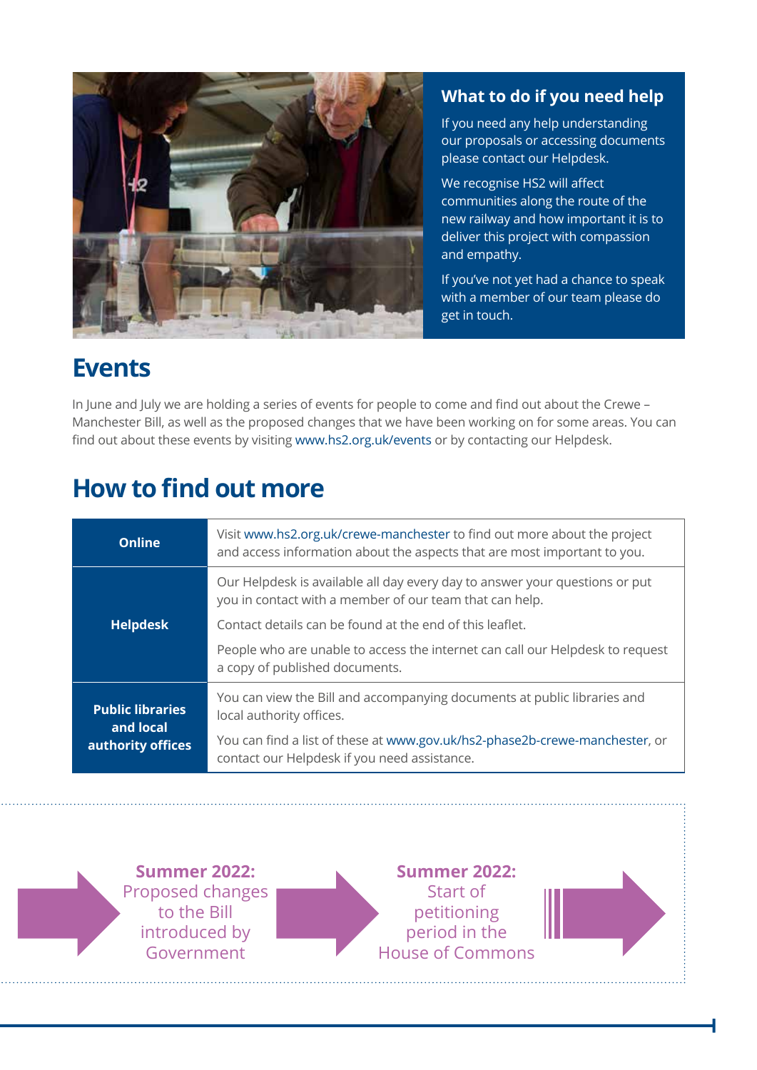### What to do if you need help

If you need any help understanding our proposals or accessing documents please contact our Helpdesk.

We recognise HS2 will affect communities along the route of the new railway and how important it is to deliver this project with compassion and empathy.

If you've not yet had a chance to speak with a member of our team please do get in touch.

## Events

In June and July we are holding a series of events for people to come and find out about the Crewe – Manchester Bill, as well as the proposed changes that we have been working on for some areas. You can find out about these events by visiting www.hs2.org.uk/events or by contacting our Helpdesk.

## How to find out more

| | |
|---|---|
| **Online** | Visit www.hs2.org.uk/crewe-manchester to find out more about the project and access information about the aspects that are most important to you. |
| **Helpdesk** | Our Helpdesk is available all day every day to answer your questions or put you in contact with a member of our team that can help.<br>Contact details can be found at the end of this leaflet.<br>People who are unable to access the internet can call our Helpdesk to request a copy of published documents. |
| **Public libraries and local authority offices** | You can view the Bill and accompanying documents at public libraries and local authority offices.<br>You can find a list of these at www.gov.uk/hs2-phase2b-crewe-manchester, or contact our Helpdesk if you need assistance. |

**Summer 2022:** Proposed changes to the Bill introduced by Government

**Summer 2022:** Start of petitioning period in the House of Commons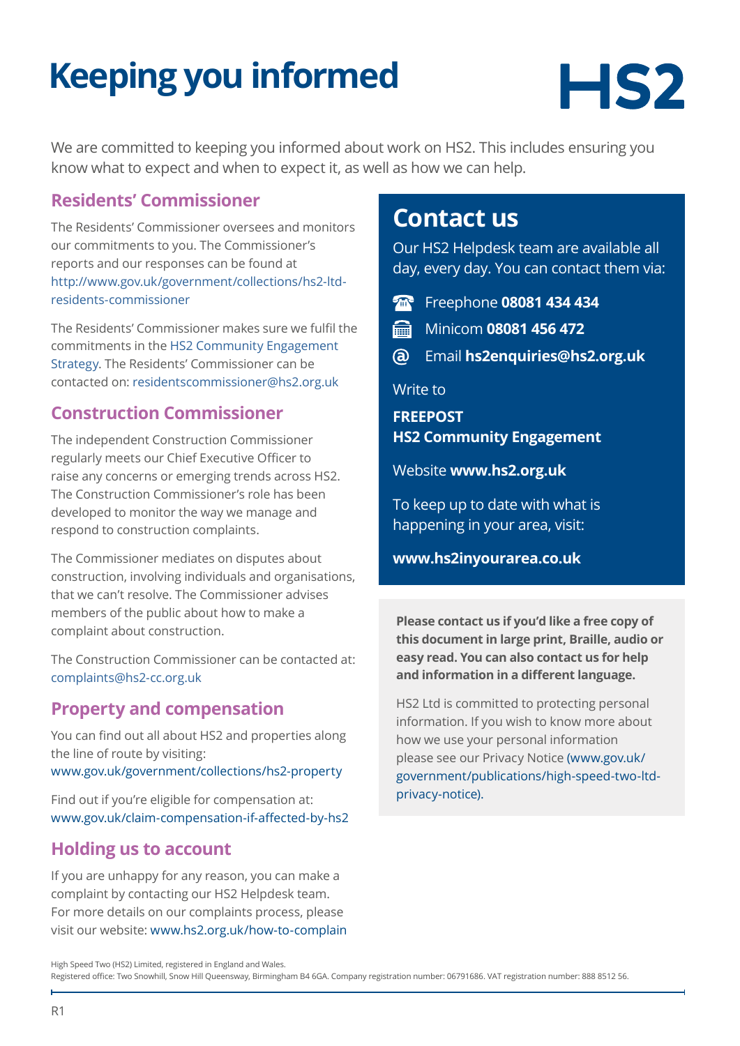# Keeping you informed

HS2

We are committed to keeping you informed about work on HS2. This includes ensuring you know what to expect and when to expect it, as well as how we can help.

## Residents' Commissioner

The Residents' Commissioner oversees and monitors our commitments to you. The Commissioner's reports and our responses can be found at http://www.gov.uk/government/collections/hs2-ltd-residents-commissioner

The Residents' Commissioner makes sure we fulfil the commitments in the HS2 Community Engagement Strategy. The Residents' Commissioner can be contacted on: residentscommissioner@hs2.org.uk

## Construction Commissioner

The independent Construction Commissioner regularly meets our Chief Executive Officer to raise any concerns or emerging trends across HS2. The Construction Commissioner's role has been developed to monitor the way we manage and respond to construction complaints.

The Commissioner mediates on disputes about construction, involving individuals and organisations, that we can't resolve. The Commissioner advises members of the public about how to make a complaint about construction.

The Construction Commissioner can be contacted at: complaints@hs2-cc.org.uk

## Property and compensation

You can find out all about HS2 and properties along the line of route by visiting: www.gov.uk/government/collections/hs2-property

Find out if you're eligible for compensation at: www.gov.uk/claim-compensation-if-affected-by-hs2

## Holding us to account

If you are unhappy for any reason, you can make a complaint by contacting our HS2 Helpdesk team. For more details on our complaints process, please visit our website: www.hs2.org.uk/how-to-complain

## Contact us

Our HS2 Helpdesk team are available all day, every day. You can contact them via:

- Freephone **08081 434 434**
- Minicom **08081 456 472**
- Email **hs2enquiries@hs2.org.uk**

Write to

**FREEPOST**
**HS2 Community Engagement**

Website **www.hs2.org.uk**

To keep up to date with what is happening in your area, visit:

**www.hs2inyourarea.co.uk**

**Please contact us if you'd like a free copy of this document in large print, Braille, audio or easy read. You can also contact us for help and information in a different language.**

HS2 Ltd is committed to protecting personal information. If you wish to know more about how we use your personal information please see our Privacy Notice (www.gov.uk/government/publications/high-speed-two-ltd-privacy-notice).

High Speed Two (HS2) Limited, registered in England and Wales.
Registered office: Two Snowhill, Snow Hill Queensway, Birmingham B4 6GA. Company registration number: 06791686. VAT registration number: 888 8512 56.

R1